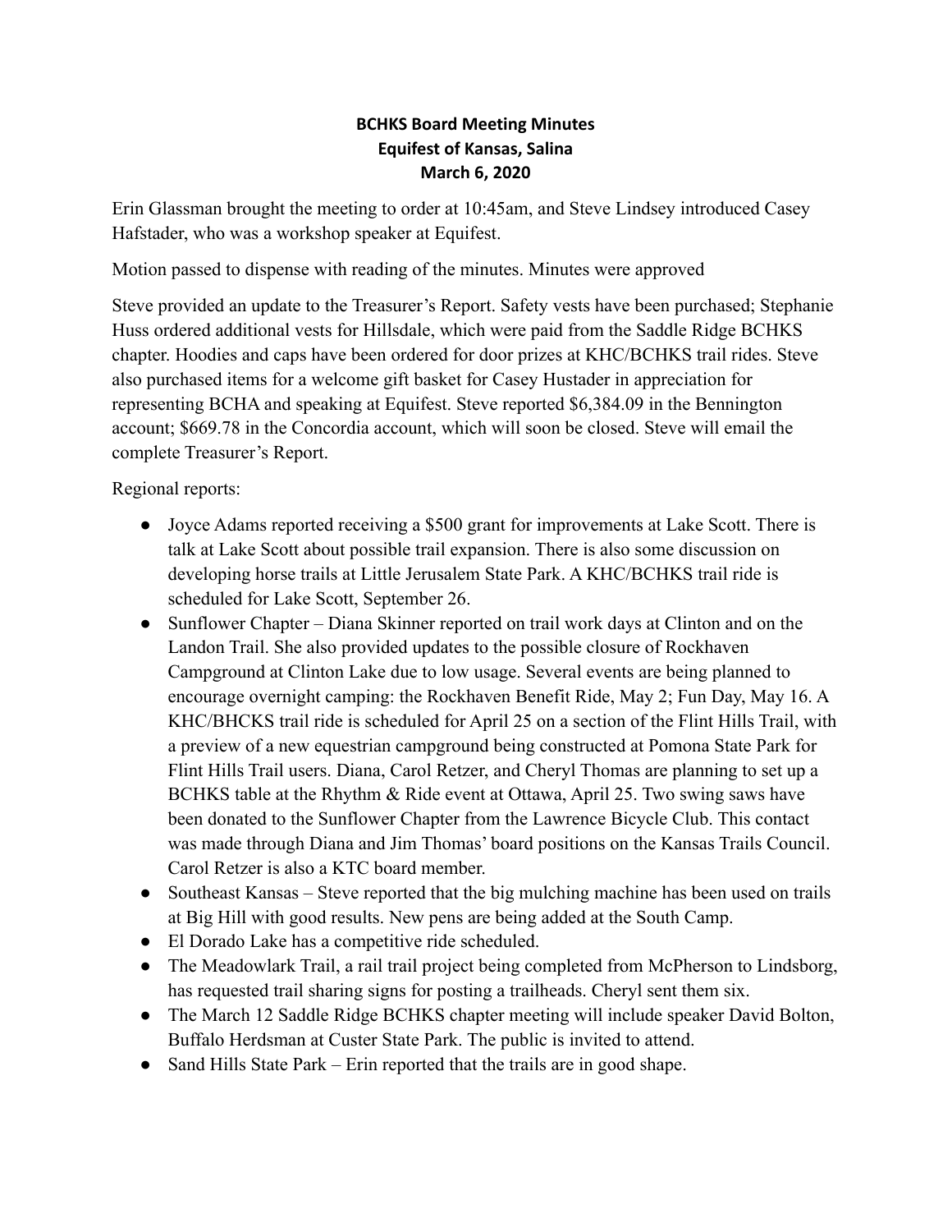**BCHKS Board Meeting Minutes**
**Equifest of Kansas, Salina**
**March 6, 2020**

Erin Glassman brought the meeting to order at 10:45am, and Steve Lindsey introduced Casey Hafstader, who was a workshop speaker at Equifest.

Motion passed to dispense with reading of the minutes. Minutes were approved

Steve provided an update to the Treasurer's Report. Safety vests have been purchased; Stephanie Huss ordered additional vests for Hillsdale, which were paid from the Saddle Ridge BCHKS chapter. Hoodies and caps have been ordered for door prizes at KHC/BCHKS trail rides. Steve also purchased items for a welcome gift basket for Casey Hustader in appreciation for representing BCHA and speaking at Equifest. Steve reported $6,384.09 in the Bennington account; $669.78 in the Concordia account, which will soon be closed. Steve will email the complete Treasurer's Report.

Regional reports:

- Joyce Adams reported receiving a $500 grant for improvements at Lake Scott. There is talk at Lake Scott about possible trail expansion. There is also some discussion on developing horse trails at Little Jerusalem State Park. A KHC/BCHKS trail ride is scheduled for Lake Scott, September 26.
- Sunflower Chapter – Diana Skinner reported on trail work days at Clinton and on the Landon Trail. She also provided updates to the possible closure of Rockhaven Campground at Clinton Lake due to low usage. Several events are being planned to encourage overnight camping: the Rockhaven Benefit Ride, May 2; Fun Day, May 16. A KHC/BHCKS trail ride is scheduled for April 25 on a section of the Flint Hills Trail, with a preview of a new equestrian campground being constructed at Pomona State Park for Flint Hills Trail users. Diana, Carol Retzer, and Cheryl Thomas are planning to set up a BCHKS table at the Rhythm & Ride event at Ottawa, April 25. Two swing saws have been donated to the Sunflower Chapter from the Lawrence Bicycle Club. This contact was made through Diana and Jim Thomas' board positions on the Kansas Trails Council. Carol Retzer is also a KTC board member.
- Southeast Kansas – Steve reported that the big mulching machine has been used on trails at Big Hill with good results. New pens are being added at the South Camp.
- El Dorado Lake has a competitive ride scheduled.
- The Meadowlark Trail, a rail trail project being completed from McPherson to Lindsborg, has requested trail sharing signs for posting a trailheads. Cheryl sent them six.
- The March 12 Saddle Ridge BCHKS chapter meeting will include speaker David Bolton, Buffalo Herdsman at Custer State Park. The public is invited to attend.
- Sand Hills State Park – Erin reported that the trails are in good shape.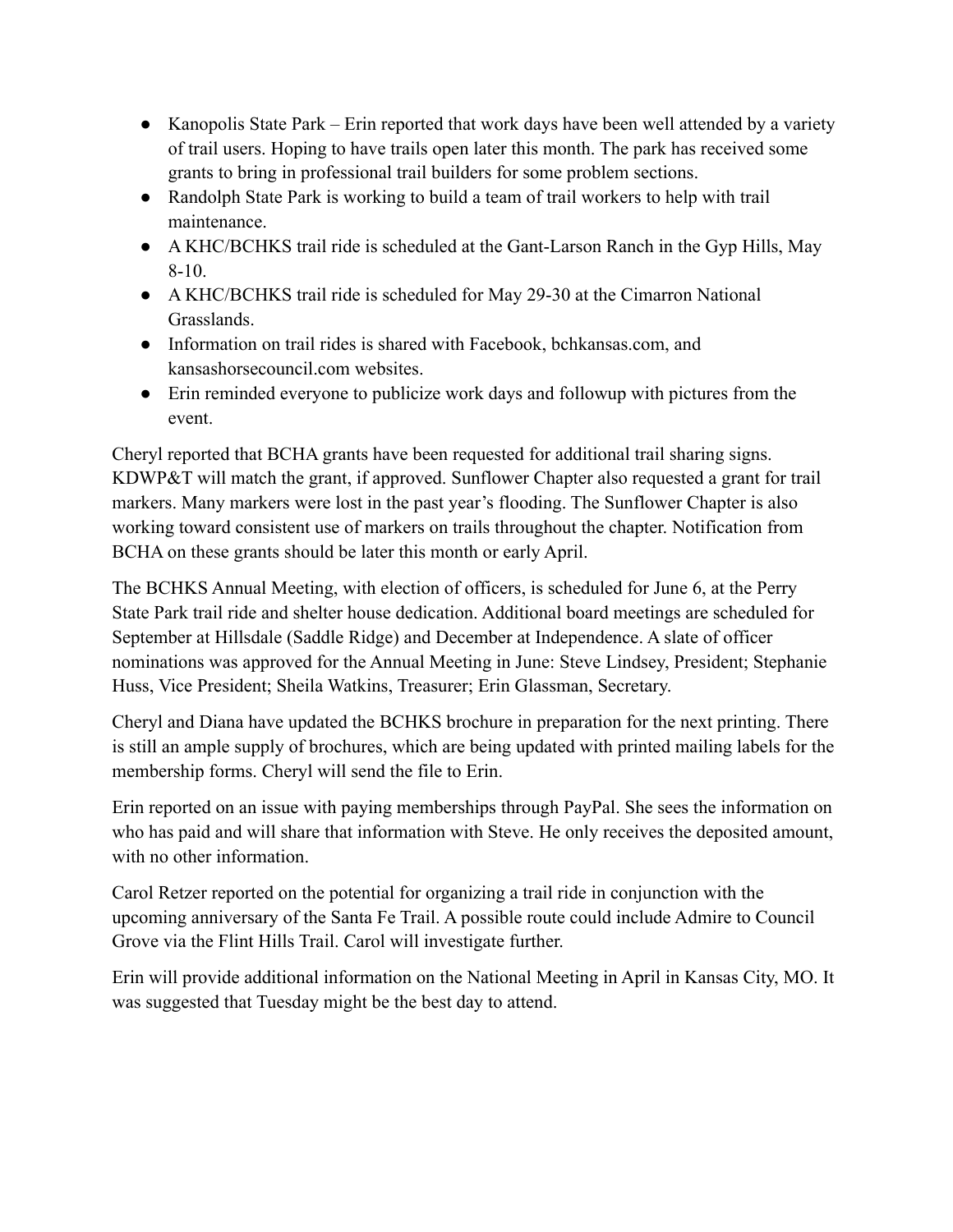- Kanopolis State Park – Erin reported that work days have been well attended by a variety of trail users. Hoping to have trails open later this month. The park has received some grants to bring in professional trail builders for some problem sections.
- Randolph State Park is working to build a team of trail workers to help with trail maintenance.
- A KHC/BCHKS trail ride is scheduled at the Gant-Larson Ranch in the Gyp Hills, May 8-10.
- A KHC/BCHKS trail ride is scheduled for May 29-30 at the Cimarron National Grasslands.
- Information on trail rides is shared with Facebook, bchkansas.com, and kansashorsecouncil.com websites.
- Erin reminded everyone to publicize work days and followup with pictures from the event.

Cheryl reported that BCHA grants have been requested for additional trail sharing signs. KDWP&T will match the grant, if approved. Sunflower Chapter also requested a grant for trail markers. Many markers were lost in the past year's flooding. The Sunflower Chapter is also working toward consistent use of markers on trails throughout the chapter. Notification from BCHA on these grants should be later this month or early April.

The BCHKS Annual Meeting, with election of officers, is scheduled for June 6, at the Perry State Park trail ride and shelter house dedication. Additional board meetings are scheduled for September at Hillsdale (Saddle Ridge) and December at Independence. A slate of officer nominations was approved for the Annual Meeting in June: Steve Lindsey, President; Stephanie Huss, Vice President; Sheila Watkins, Treasurer; Erin Glassman, Secretary.

Cheryl and Diana have updated the BCHKS brochure in preparation for the next printing. There is still an ample supply of brochures, which are being updated with printed mailing labels for the membership forms. Cheryl will send the file to Erin.

Erin reported on an issue with paying memberships through PayPal. She sees the information on who has paid and will share that information with Steve. He only receives the deposited amount, with no other information.

Carol Retzer reported on the potential for organizing a trail ride in conjunction with the upcoming anniversary of the Santa Fe Trail. A possible route could include Admire to Council Grove via the Flint Hills Trail. Carol will investigate further.

Erin will provide additional information on the National Meeting in April in Kansas City, MO. It was suggested that Tuesday might be the best day to attend.